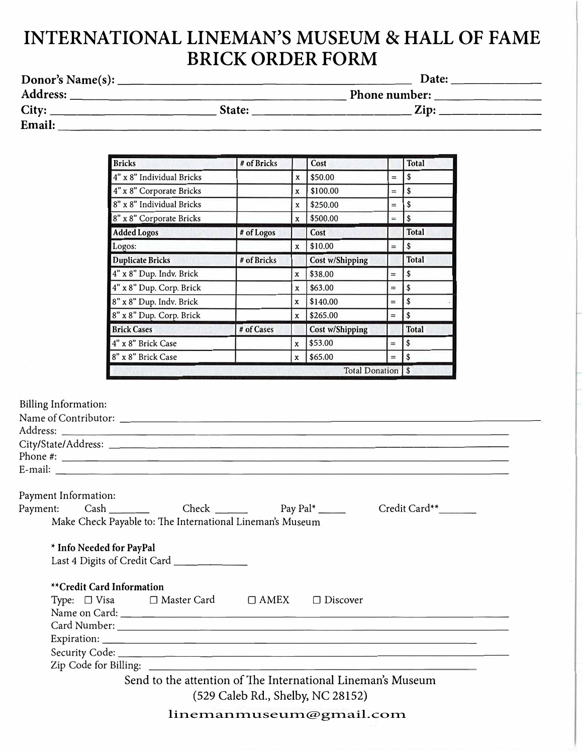# INTERNATIONAL LINEMAN'S MUSEUM & HALL OF FAME BRICK ORDER FORM

**Donor's Name(s):** ______________________________ **Date:** ____________

**Address:** ______________________________ **Phone number:** ____________

**City:** ____________ **State:** ____________ **Zip:** ____________

**Email:** ______________________________

| Bricks | # of Bricks | | Cost | | Total |
|---|---|---|---|---|---|
| 4" x 8" Individual Bricks | | x | $50.00 | = | $ |
| 4" x 8" Corporate Bricks | | x | $100.00 | = | $ |
| 8" x 8" Individual Bricks | | x | $250.00 | = | $ |
| 8" x 8" Corporate Bricks | | x | $500.00 | = | $ |
| **Added Logos** | **# of Logos** | | **Cost** | | **Total** |
| Logos: | | x | $10.00 | = | $ |
| **Duplicate Bricks** | **# of Bricks** | | **Cost w/Shipping** | | **Total** |
| 4" x 8" Dup. Indv. Brick | | x | $38.00 | = | $ |
| 4" x 8" Dup. Corp. Brick | | x | $63.00 | = | $ |
| 8" x 8" Dup. Indv. Brick | | x | $140.00 | = | $ |
| 8" x 8" Dup. Corp. Brick | | x | $265.00 | = | $ |
| **Brick Cases** | **# of Cases** | | **Cost w/Shipping** | | **Total** |
| 4" x 8" Brick Case | | x | $53.00 | = | $ |
| 8" x 8" Brick Case | | x | $65.00 | = | $ |
| | | | Total Donation | | $ |

Billing Information:

Name of Contributor: ______________________________

Address: ______________________________

City/State/Address: ______________________________

Phone #: ______________________________

E-mail: ______________________________

Payment Information:

Payment: Cash _______ Check ______ Pay Pal* _____ Credit Card**_______

Make Check Payable to: The International Lineman's Museum

**\* Info Needed for PayPal**

Last 4 Digits of Credit Card ____________

**\*\*Credit Card Information**

Type: ☐ Visa ☐ Master Card ☐ AMEX ☐ Discover

Name on Card: ______________________________

Card Number: ______________________________

Expiration: ______________________________

Security Code: ______________________________

Zip Code for Billing: ______________________________

Send to the attention of The International Lineman's Museum

(529 Caleb Rd., Shelby, NC 28152)

linemanmuseum@gmail.com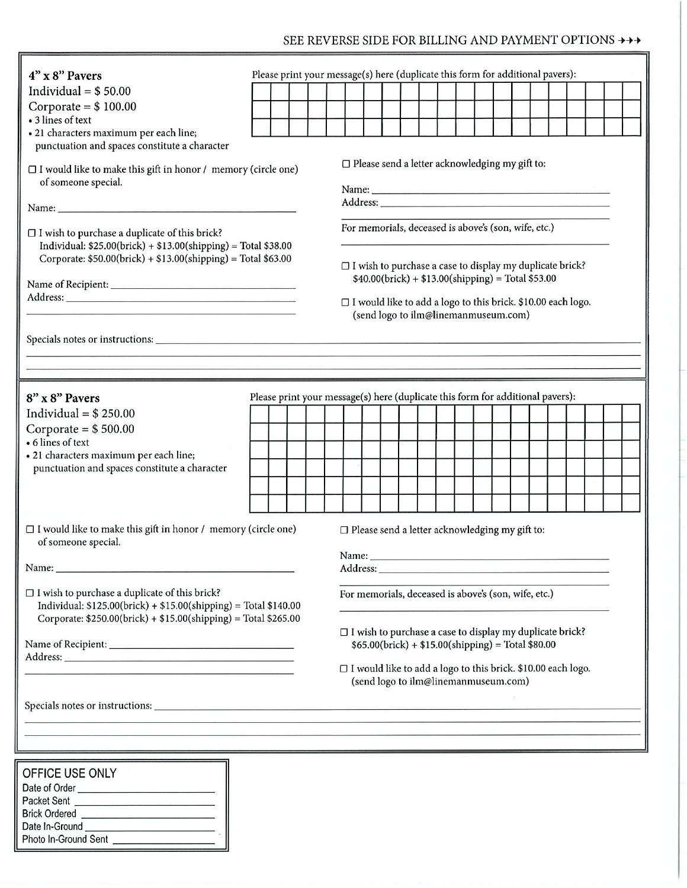SEE REVERSE SIDE FOR BILLING AND PAYMENT OPTIONS →→→

## 4" x 8" Pavers

Individual = $ 50.00
Corporate = $ 100.00

- 3 lines of text
- 21 characters maximum per each line; punctuation and spaces constitute a character

Please print your message(s) here (duplicate this form for additional pavers):

| | | | | | | | | | | | | | | | | | | | | |
|---|---|---|---|---|---|---|---|---|---|---|---|---|---|---|---|---|---|---|---|---|
| | | | | | | | | | | | | | | | | | | | | |
| | | | | | | | | | | | | | | | | | | | | |
| | | | | | | | | | | | | | | | | | | | | |

☐ I would like to make this gift in honor / memory (circle one) of someone special.

Name: ______________________

☐ I wish to purchase a duplicate of this brick?
Individual: $25.00(brick) + $13.00(shipping) = Total $38.00
Corporate: $50.00(brick) + $13.00(shipping) = Total $63.00

Name of Recipient: ______________________
Address: ______________________

☐ Please send a letter acknowledging my gift to:

Name: ______________________
Address: ______________________

For memorials, deceased is above's (son, wife, etc.)
______________________

☐ I wish to purchase a case to display my duplicate brick?
$40.00(brick) + $13.00(shipping) = Total $53.00

☐ I would like to add a logo to this brick. $10.00 each logo.
(send logo to ilm@linemanmuseum.com)

Specials notes or instructions: ______________________

## 8" x 8" Pavers

Individual = $ 250.00
Corporate = $ 500.00

- 6 lines of text
- 21 characters maximum per each line; punctuation and spaces constitute a character

Please print your message(s) here (duplicate this form for additional pavers):

| | | | | | | | | | | | | | | | | | | | | |
|---|---|---|---|---|---|---|---|---|---|---|---|---|---|---|---|---|---|---|---|---|
| | | | | | | | | | | | | | | | | | | | | |
| | | | | | | | | | | | | | | | | | | | | |
| | | | | | | | | | | | | | | | | | | | | |
| | | | | | | | | | | | | | | | | | | | | |
| | | | | | | | | | | | | | | | | | | | | |
| | | | | | | | | | | | | | | | | | | | | |

☐ I would like to make this gift in honor / memory (circle one) of someone special.

Name: ______________________

☐ I wish to purchase a duplicate of this brick?
Individual: $125.00(brick) + $15.00(shipping) = Total $140.00
Corporate: $250.00(brick) + $15.00(shipping) = Total $265.00

Name of Recipient: ______________________
Address: ______________________

☐ Please send a letter acknowledging my gift to:

Name: ______________________
Address: ______________________

For memorials, deceased is above's (son, wife, etc.)
______________________

☐ I wish to purchase a case to display my duplicate brick?
$65.00(brick) + $15.00(shipping) = Total $80.00

☐ I would like to add a logo to this brick. $10.00 each logo.
(send logo to ilm@linemanmuseum.com)

Specials notes or instructions: ______________________

**OFFICE USE ONLY**

Date of Order ______________________
Packet Sent ______________________
Brick Ordered ______________________
Date In-Ground ______________________
Photo In-Ground Sent ______________________